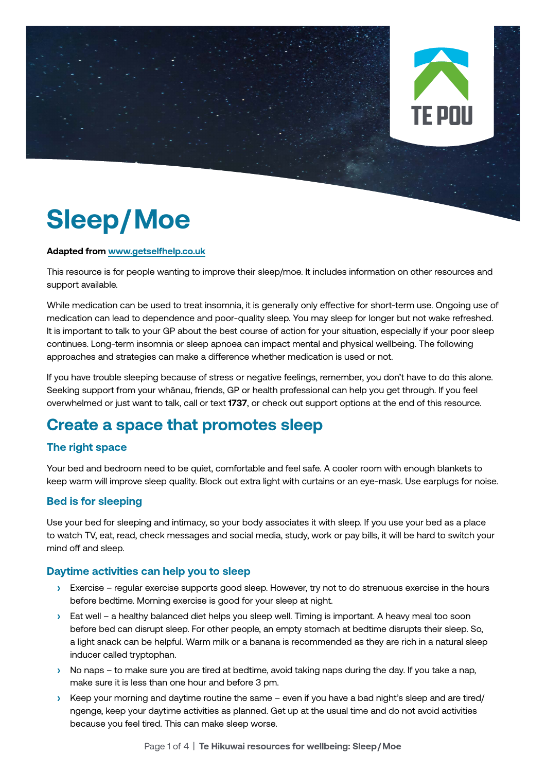# Sleep/Moe

**Adapted from [www.getselfhelp.co.uk](http://www.getselfhelp.co.uk)**

This resource is for people wanting to improve their sleep/moe. It includes information on other resources and support available.

While medication can be used to treat insomnia, it is generally only effective for short-term use. Ongoing use of medication can lead to dependence and poor-quality sleep. You may sleep for longer but not wake refreshed. It is important to talk to your GP about the best course of action for your situation, especially if your poor sleep continues. Long-term insomnia or sleep apnoea can impact mental and physical wellbeing. The following approaches and strategies can make a difference whether medication is used or not.

If you have trouble sleeping because of stress or negative feelings, remember, you don't have to do this alone. Seeking support from your whānau, friends, GP or health professional can help you get through. If you feel overwhelmed or just want to talk, call or text **1737**, or check out support options at the end of this resource.

## Create a space that promotes sleep

### The right space

Your bed and bedroom need to be quiet, comfortable and feel safe. A cooler room with enough blankets to keep warm will improve sleep quality. Block out extra light with curtains or an eye-mask. Use earplugs for noise.

### Bed is for sleeping

Use your bed for sleeping and intimacy, so your body associates it with sleep. If you use your bed as a place to watch TV, eat, read, check messages and social media, study, work or pay bills, it will be hard to switch your mind off and sleep.

### Daytime activities can help you to sleep

- Exercise – regular exercise supports good sleep. However, try not to do strenuous exercise in the hours before bedtime. Morning exercise is good for your sleep at night.
- Eat well – a healthy balanced diet helps you sleep well. Timing is important. A heavy meal too soon before bed can disrupt sleep. For other people, an empty stomach at bedtime disrupts their sleep. So, a light snack can be helpful. Warm milk or a banana is recommended as they are rich in a natural sleep inducer called tryptophan.
- No naps – to make sure you are tired at bedtime, avoid taking naps during the day. If you take a nap, make sure it is less than one hour and before 3 pm.
- Keep your morning and daytime routine the same – even if you have a bad night's sleep and are tired/ngenge, keep your daytime activities as planned. Get up at the usual time and do not avoid activities because you feel tired. This can make sleep worse.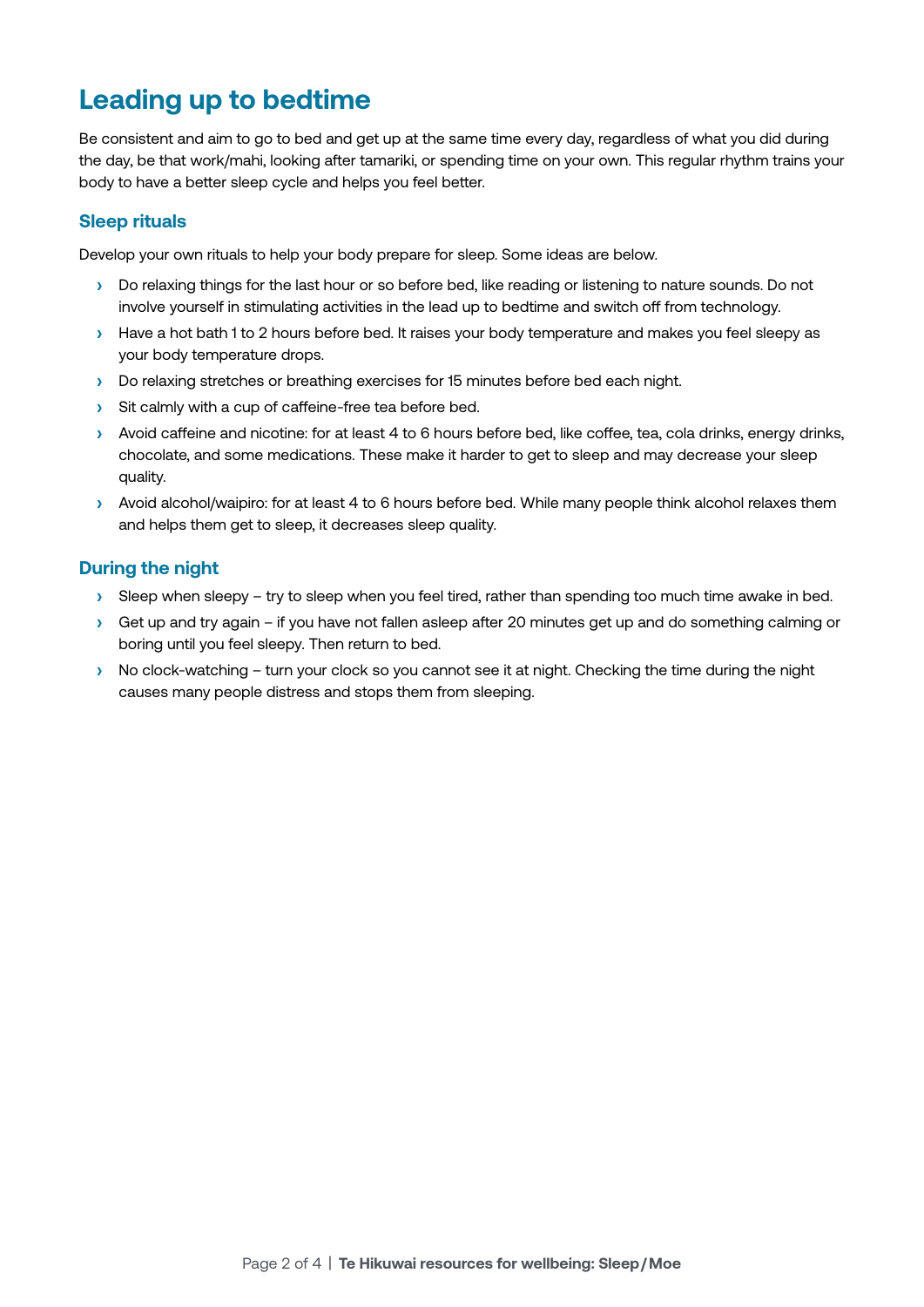## Leading up to bedtime

Be consistent and aim to go to bed and get up at the same time every day, regardless of what you did during the day, be that work/mahi, looking after tamariki, or spending time on your own. This regular rhythm trains your body to have a better sleep cycle and helps you feel better.

### Sleep rituals

Develop your own rituals to help your body prepare for sleep. Some ideas are below.

- Do relaxing things for the last hour or so before bed, like reading or listening to nature sounds. Do not involve yourself in stimulating activities in the lead up to bedtime and switch off from technology.
- Have a hot bath 1 to 2 hours before bed. It raises your body temperature and makes you feel sleepy as your body temperature drops.
- Do relaxing stretches or breathing exercises for 15 minutes before bed each night.
- Sit calmly with a cup of caffeine-free tea before bed.
- Avoid caffeine and nicotine: for at least 4 to 6 hours before bed, like coffee, tea, cola drinks, energy drinks, chocolate, and some medications. These make it harder to get to sleep and may decrease your sleep quality.
- Avoid alcohol/waipiro: for at least 4 to 6 hours before bed. While many people think alcohol relaxes them and helps them get to sleep, it decreases sleep quality.

### During the night

- Sleep when sleepy – try to sleep when you feel tired, rather than spending too much time awake in bed.
- Get up and try again – if you have not fallen asleep after 20 minutes get up and do something calming or boring until you feel sleepy. Then return to bed.
- No clock-watching – turn your clock so you cannot see it at night. Checking the time during the night causes many people distress and stops them from sleeping.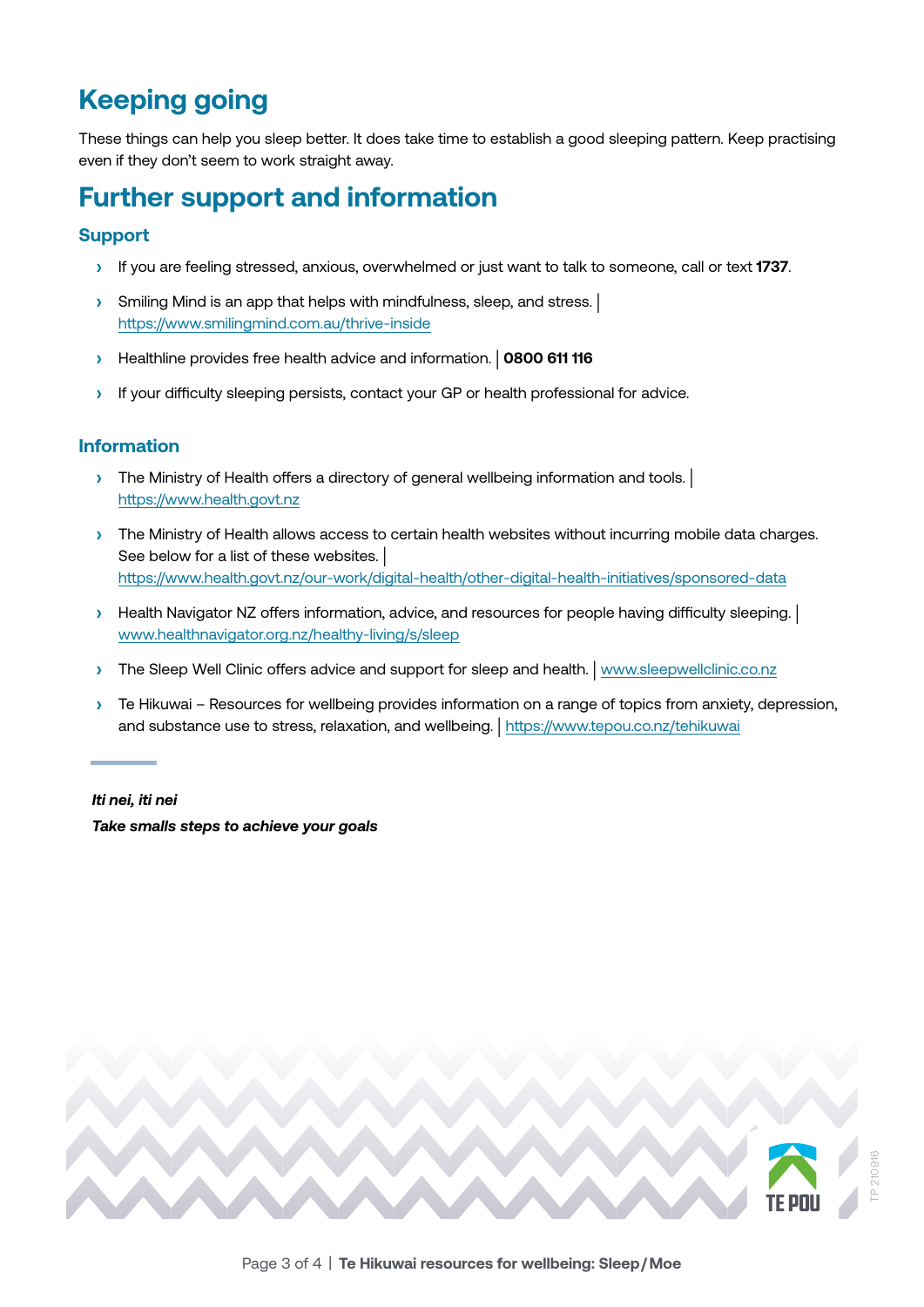## Keeping going

These things can help you sleep better. It does take time to establish a good sleeping pattern. Keep practising even if they don't seem to work straight away.

## Further support and information

### Support

- If you are feeling stressed, anxious, overwhelmed or just want to talk to someone, call or text **1737**.
- Smiling Mind is an app that helps with mindfulness, sleep, and stress. | https://www.smilingmind.com.au/thrive-inside
- Healthline provides free health advice and information. | **0800 611 116**
- If your difficulty sleeping persists, contact your GP or health professional for advice.

### Information

- The Ministry of Health offers a directory of general wellbeing information and tools. | https://www.health.govt.nz
- The Ministry of Health allows access to certain health websites without incurring mobile data charges. See below for a list of these websites. | https://www.health.govt.nz/our-work/digital-health/other-digital-health-initiatives/sponsored-data
- Health Navigator NZ offers information, advice, and resources for people having difficulty sleeping. | www.healthnavigator.org.nz/healthy-living/s/sleep
- The Sleep Well Clinic offers advice and support for sleep and health. | www.sleepwellclinic.co.nz
- Te Hikuwai – Resources for wellbeing provides information on a range of topics from anxiety, depression, and substance use to stress, relaxation, and wellbeing. | https://www.tepou.co.nz/tehikuwai

***Iti nei, iti nei***

***Take smalls steps to achieve your goals***

TE POU

TP 210916